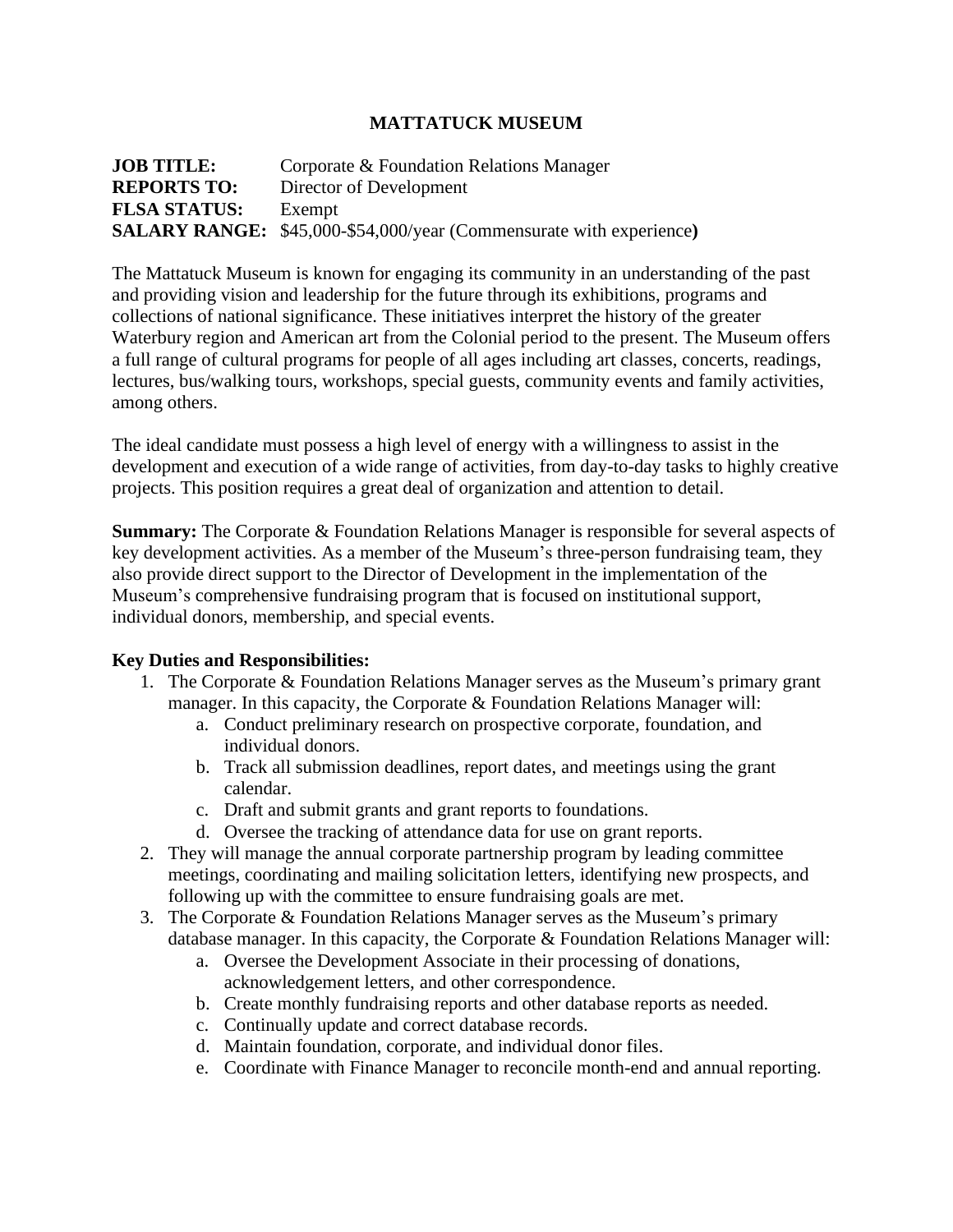# MATTATUCK MUSEUM

**JOB TITLE:** Corporate & Foundation Relations Manager
**REPORTS TO:** Director of Development
**FLSA STATUS:** Exempt
**SALARY RANGE:** $45,000-$54,000/year (Commensurate with experience**)**

The Mattatuck Museum is known for engaging its community in an understanding of the past and providing vision and leadership for the future through its exhibitions, programs and collections of national significance. These initiatives interpret the history of the greater Waterbury region and American art from the Colonial period to the present. The Museum offers a full range of cultural programs for people of all ages including art classes, concerts, readings, lectures, bus/walking tours, workshops, special guests, community events and family activities, among others.

The ideal candidate must possess a high level of energy with a willingness to assist in the development and execution of a wide range of activities, from day-to-day tasks to highly creative projects. This position requires a great deal of organization and attention to detail.

**Summary:** The Corporate & Foundation Relations Manager is responsible for several aspects of key development activities. As a member of the Museum's three-person fundraising team, they also provide direct support to the Director of Development in the implementation of the Museum's comprehensive fundraising program that is focused on institutional support, individual donors, membership, and special events.

**Key Duties and Responsibilities:**

1. The Corporate & Foundation Relations Manager serves as the Museum's primary grant manager. In this capacity, the Corporate & Foundation Relations Manager will:
   a. Conduct preliminary research on prospective corporate, foundation, and individual donors.
   b. Track all submission deadlines, report dates, and meetings using the grant calendar.
   c. Draft and submit grants and grant reports to foundations.
   d. Oversee the tracking of attendance data for use on grant reports.
2. They will manage the annual corporate partnership program by leading committee meetings, coordinating and mailing solicitation letters, identifying new prospects, and following up with the committee to ensure fundraising goals are met.
3. The Corporate & Foundation Relations Manager serves as the Museum's primary database manager. In this capacity, the Corporate & Foundation Relations Manager will:
   a. Oversee the Development Associate in their processing of donations, acknowledgement letters, and other correspondence.
   b. Create monthly fundraising reports and other database reports as needed.
   c. Continually update and correct database records.
   d. Maintain foundation, corporate, and individual donor files.
   e. Coordinate with Finance Manager to reconcile month-end and annual reporting.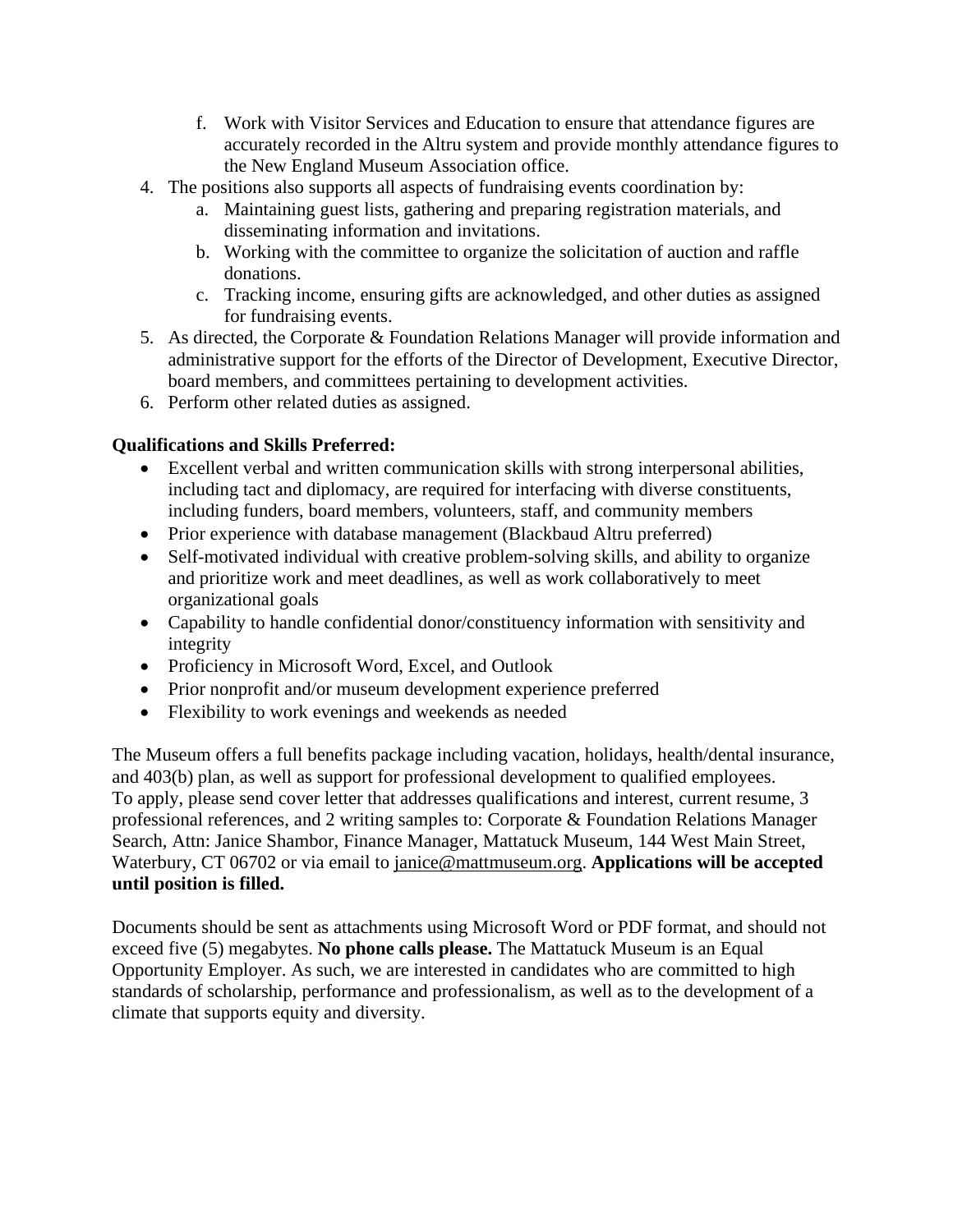f. Work with Visitor Services and Education to ensure that attendance figures are accurately recorded in the Altru system and provide monthly attendance figures to the New England Museum Association office.
4. The positions also supports all aspects of fundraising events coordination by:
   a. Maintaining guest lists, gathering and preparing registration materials, and disseminating information and invitations.
   b. Working with the committee to organize the solicitation of auction and raffle donations.
   c. Tracking income, ensuring gifts are acknowledged, and other duties as assigned for fundraising events.
5. As directed, the Corporate & Foundation Relations Manager will provide information and administrative support for the efforts of the Director of Development, Executive Director, board members, and committees pertaining to development activities.
6. Perform other related duties as assigned.

**Qualifications and Skills Preferred:**

- Excellent verbal and written communication skills with strong interpersonal abilities, including tact and diplomacy, are required for interfacing with diverse constituents, including funders, board members, volunteers, staff, and community members
- Prior experience with database management (Blackbaud Altru preferred)
- Self-motivated individual with creative problem-solving skills, and ability to organize and prioritize work and meet deadlines, as well as work collaboratively to meet organizational goals
- Capability to handle confidential donor/constituency information with sensitivity and integrity
- Proficiency in Microsoft Word, Excel, and Outlook
- Prior nonprofit and/or museum development experience preferred
- Flexibility to work evenings and weekends as needed

The Museum offers a full benefits package including vacation, holidays, health/dental insurance, and 403(b) plan, as well as support for professional development to qualified employees.
To apply, please send cover letter that addresses qualifications and interest, current resume, 3 professional references, and 2 writing samples to: Corporate & Foundation Relations Manager Search, Attn: Janice Shambor, Finance Manager, Mattatuck Museum, 144 West Main Street, Waterbury, CT 06702 or via email to janice@mattmuseum.org. **Applications will be accepted until position is filled.**

Documents should be sent as attachments using Microsoft Word or PDF format, and should not exceed five (5) megabytes. **No phone calls please.** The Mattatuck Museum is an Equal Opportunity Employer. As such, we are interested in candidates who are committed to high standards of scholarship, performance and professionalism, as well as to the development of a climate that supports equity and diversity.